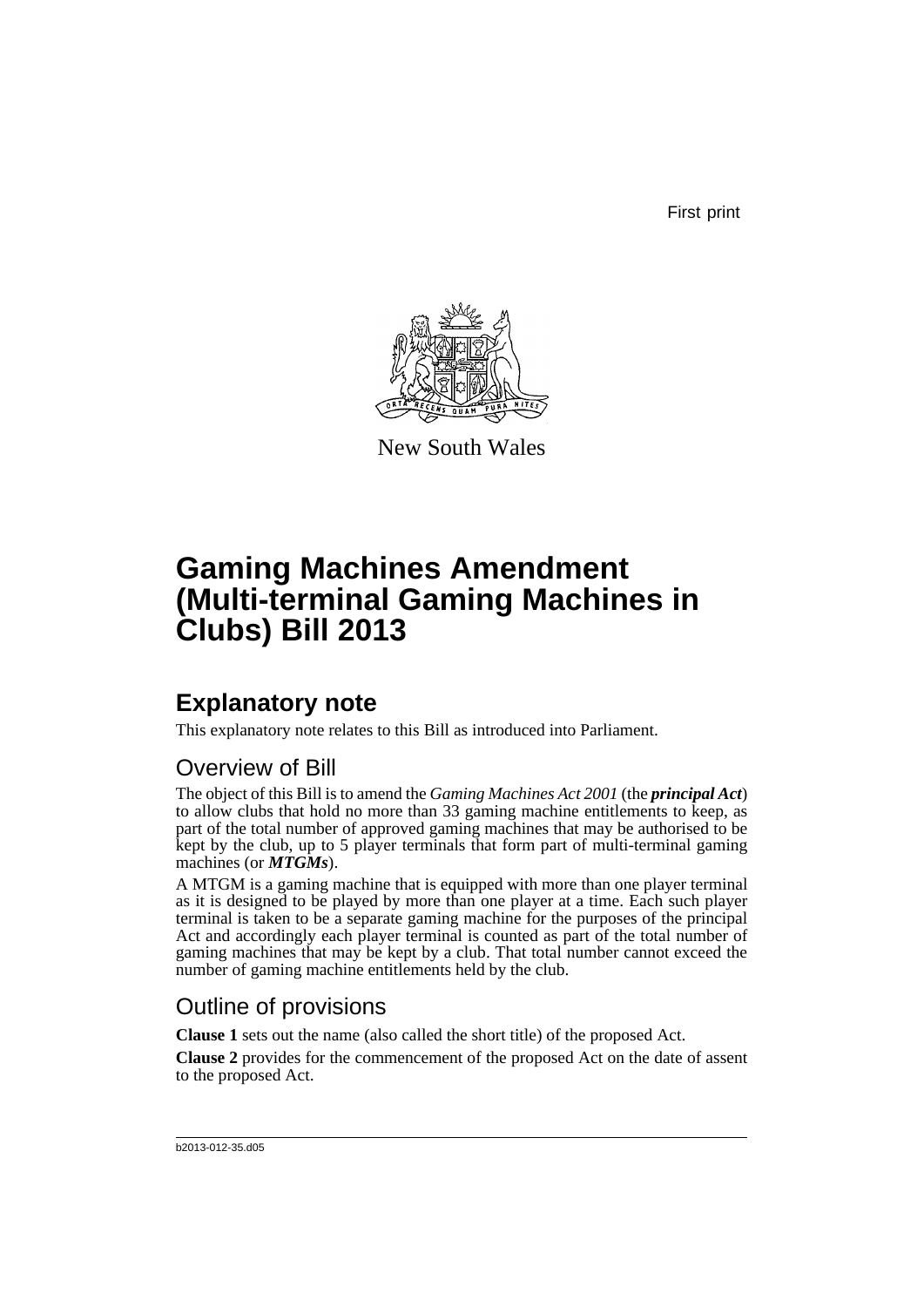First print

New South Wales

# Gaming Machines Amendment (Multi-terminal Gaming Machines in Clubs) Bill 2013

## Explanatory note

This explanatory note relates to this Bill as introduced into Parliament.

### Overview of Bill

The object of this Bill is to amend the *Gaming Machines Act 2001* (the ***principal Act***) to allow clubs that hold no more than 33 gaming machine entitlements to keep, as part of the total number of approved gaming machines that may be authorised to be kept by the club, up to 5 player terminals that form part of multi-terminal gaming machines (or ***MTGMs***).

A MTGM is a gaming machine that is equipped with more than one player terminal as it is designed to be played by more than one player at a time. Each such player terminal is taken to be a separate gaming machine for the purposes of the principal Act and accordingly each player terminal is counted as part of the total number of gaming machines that may be kept by a club. That total number cannot exceed the number of gaming machine entitlements held by the club.

### Outline of provisions

**Clause 1** sets out the name (also called the short title) of the proposed Act.

**Clause 2** provides for the commencement of the proposed Act on the date of assent to the proposed Act.

b2013-012-35.d05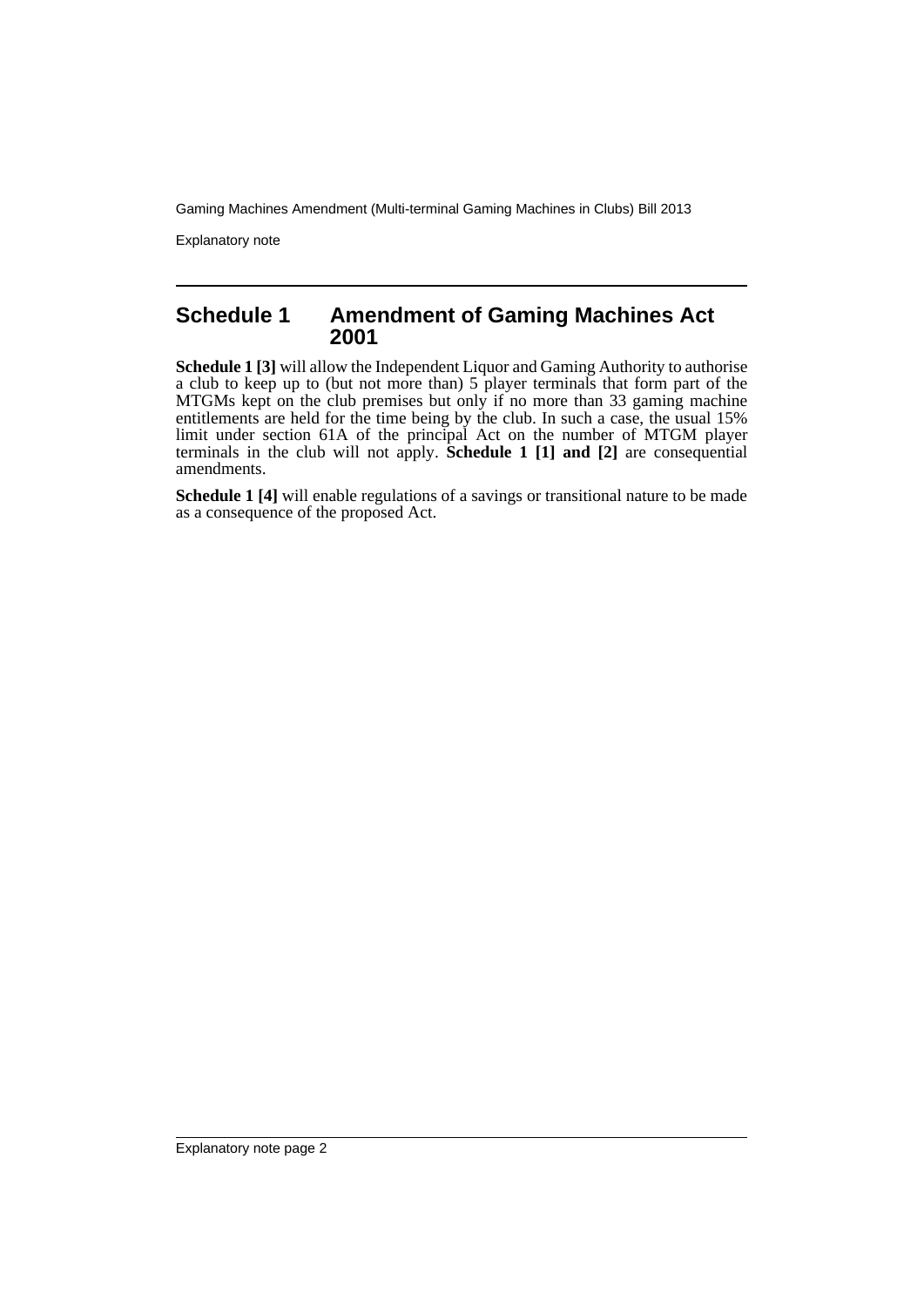## Schedule 1 Amendment of Gaming Machines Act 2001

**Schedule 1 [3]** will allow the Independent Liquor and Gaming Authority to authorise a club to keep up to (but not more than) 5 player terminals that form part of the MTGMs kept on the club premises but only if no more than 33 gaming machine entitlements are held for the time being by the club. In such a case, the usual 15% limit under section 61A of the principal Act on the number of MTGM player terminals in the club will not apply. **Schedule 1 [1] and [2]** are consequential amendments.

**Schedule 1 [4]** will enable regulations of a savings or transitional nature to be made as a consequence of the proposed Act.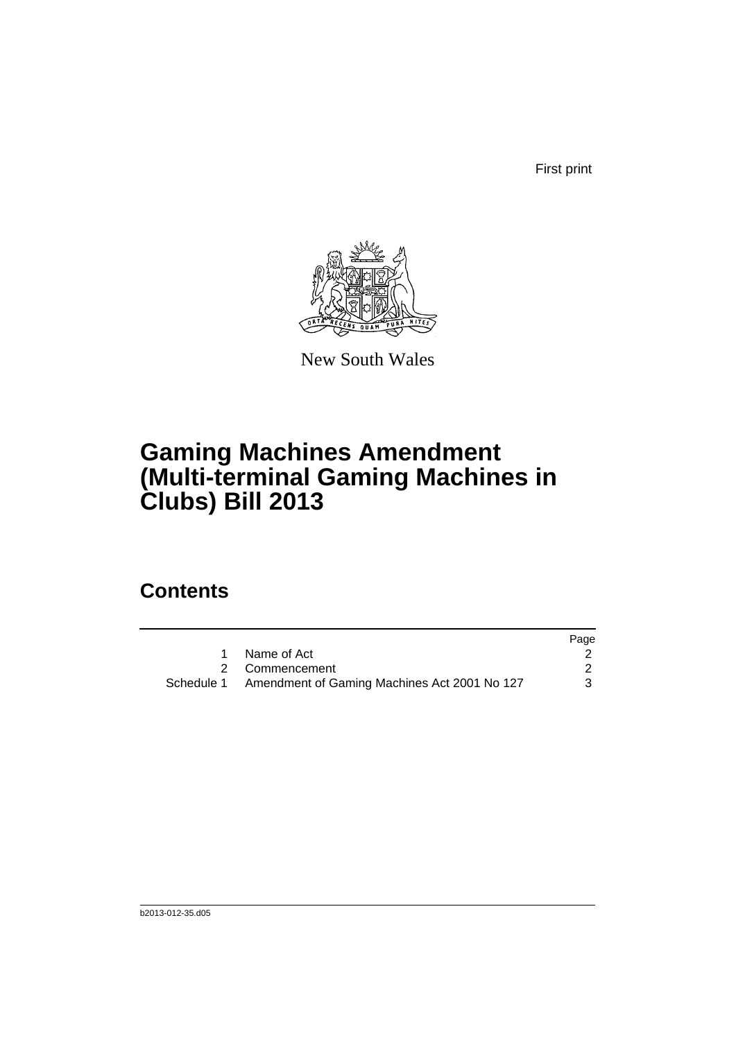First print

New South Wales

# Gaming Machines Amendment (Multi-terminal Gaming Machines in Clubs) Bill 2013

## Contents

| | | Page |
|---|---|---|
| 1 | Name of Act | 2 |
| 2 | Commencement | 2 |
| Schedule 1 | Amendment of Gaming Machines Act 2001 No 127 | 3 |

b2013-012-35.d05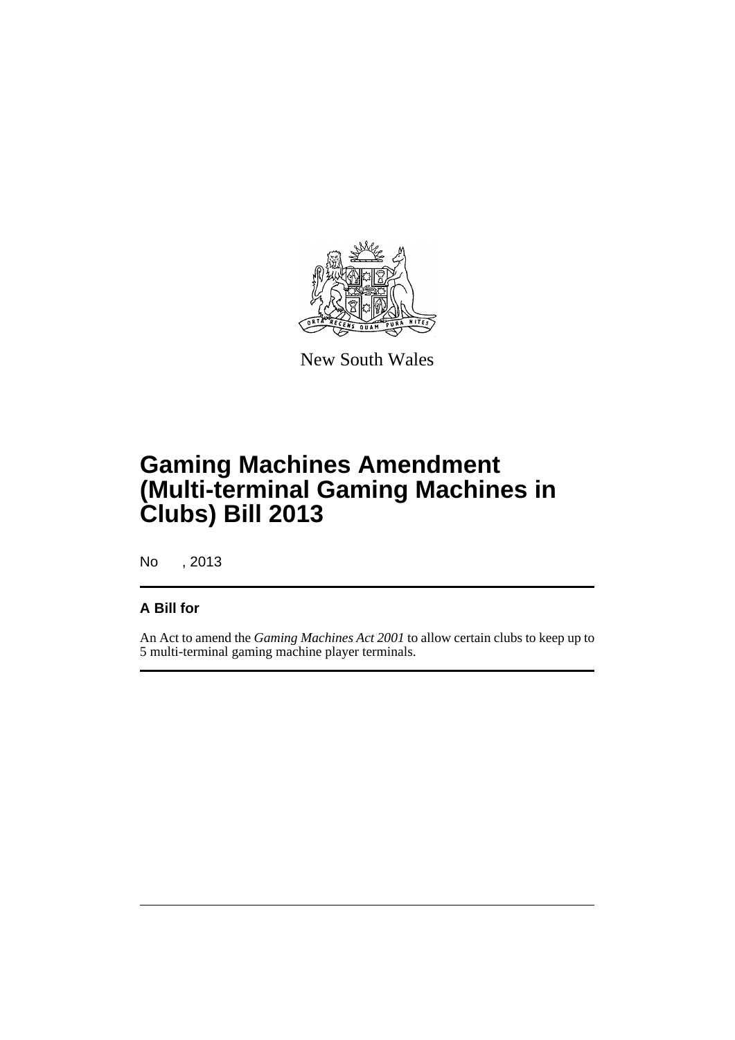New South Wales

# Gaming Machines Amendment (Multi-terminal Gaming Machines in Clubs) Bill 2013

No , 2013

## A Bill for

An Act to amend the *Gaming Machines Act 2001* to allow certain clubs to keep up to 5 multi-terminal gaming machine player terminals.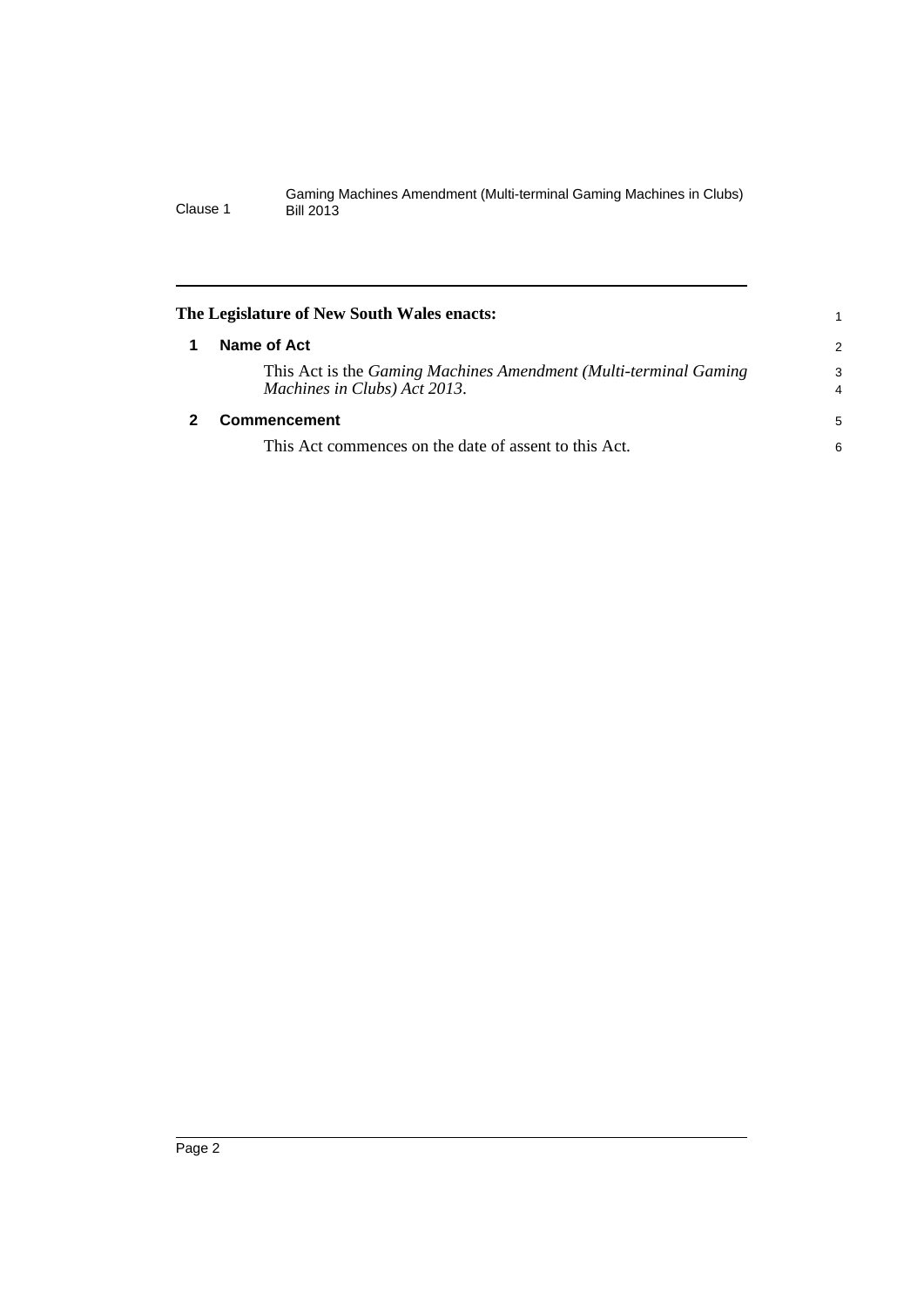**The Legislature of New South Wales enacts:**

## 1 Name of Act

This Act is the *Gaming Machines Amendment (Multi-terminal Gaming Machines in Clubs) Act 2013*.

## 2 Commencement

This Act commences on the date of assent to this Act.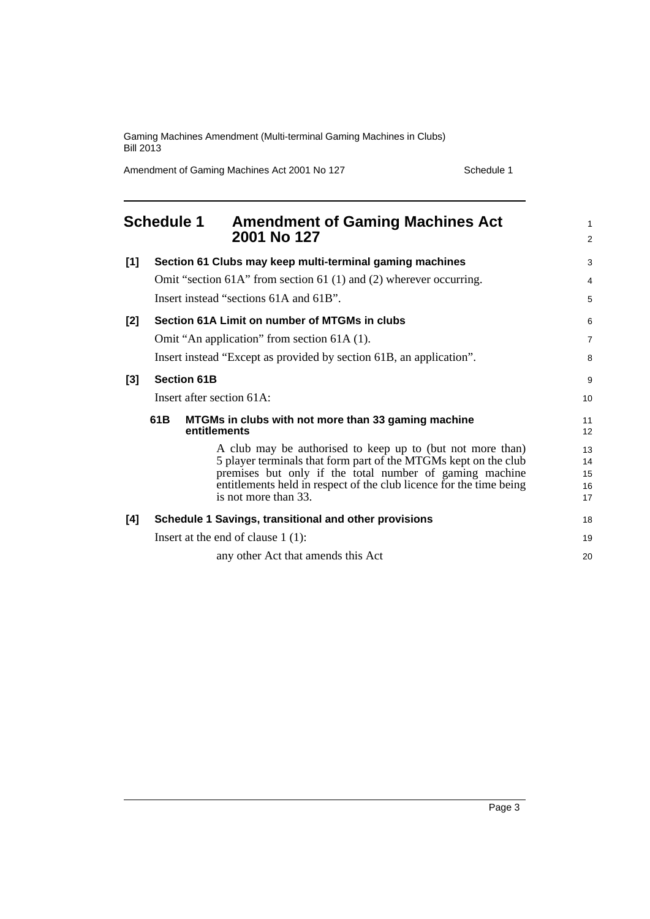# Schedule 1 Amendment of Gaming Machines Act 2001 No 127

**[1] Section 61 Clubs may keep multi-terminal gaming machines**

Omit "section 61A" from section 61 (1) and (2) wherever occurring.

Insert instead "sections 61A and 61B".

**[2] Section 61A Limit on number of MTGMs in clubs**

Omit "An application" from section 61A (1).

Insert instead "Except as provided by section 61B, an application".

**[3] Section 61B**

Insert after section 61A:

**61B MTGMs in clubs with not more than 33 gaming machine entitlements**

A club may be authorised to keep up to (but not more than) 5 player terminals that form part of the MTGMs kept on the club premises but only if the total number of gaming machine entitlements held in respect of the club licence for the time being is not more than 33.

**[4] Schedule 1 Savings, transitional and other provisions**

Insert at the end of clause 1 (1):

any other Act that amends this Act